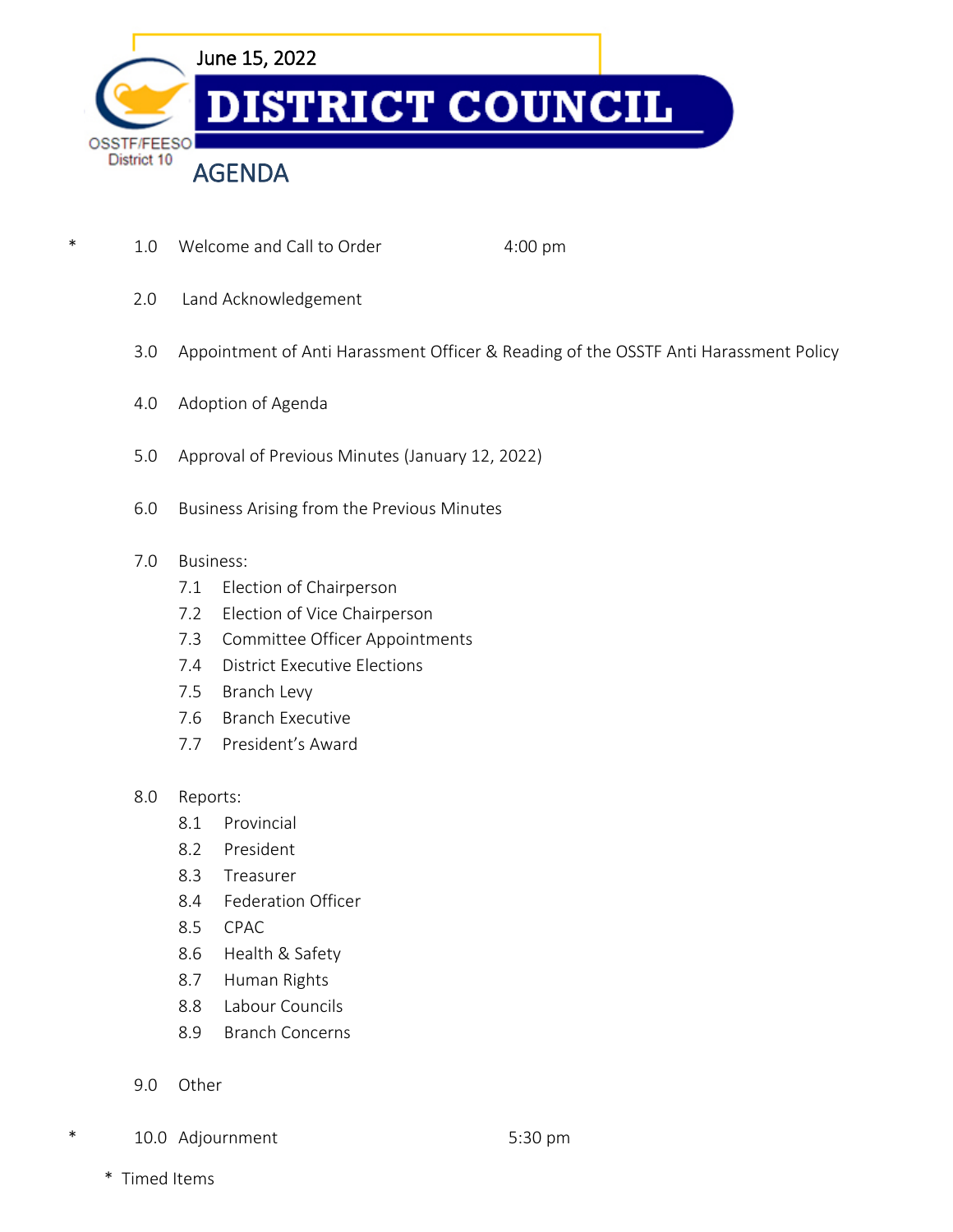OSSTF/FEESO District 10

June 15, 2022

# DISTRICT COUNCIL

## AGENDA

| | | | |
|---|---|---|---|
| * | 1.0 | Welcome and Call to Order | 4:00 pm |
| | 2.0 | Land Acknowledgement | |
| | 3.0 | Appointment of Anti Harassment Officer & Reading of the OSSTF Anti Harassment Policy | |
| | 4.0 | Adoption of Agenda | |
| | 5.0 | Approval of Previous Minutes (January 12, 2022) | |
| | 6.0 | Business Arising from the Previous Minutes | |

7.0 Business:
- 7.1 Election of Chairperson
- 7.2 Election of Vice Chairperson
- 7.3 Committee Officer Appointments
- 7.4 District Executive Elections
- 7.5 Branch Levy
- 7.6 Branch Executive
- 7.7 President's Award

8.0 Reports:
- 8.1 Provincial
- 8.2 President
- 8.3 Treasurer
- 8.4 Federation Officer
- 8.5 CPAC
- 8.6 Health & Safety
- 8.7 Human Rights
- 8.8 Labour Councils
- 8.9 Branch Concerns

9.0 Other

| | | | |
|---|---|---|---|
| * | 10.0 | Adjournment | 5:30 pm |

* Timed Items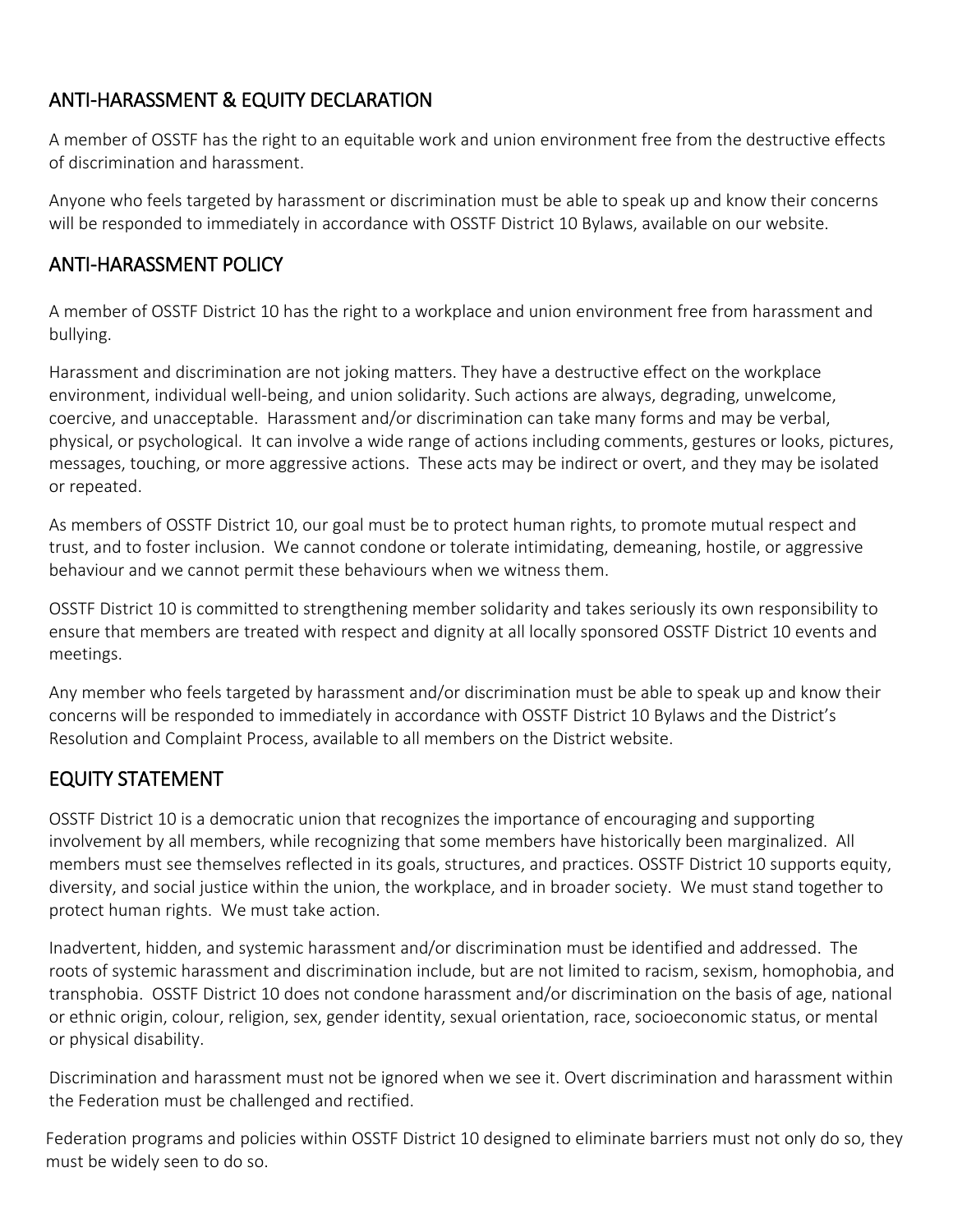## ANTI-HARASSMENT & EQUITY DECLARATION

A member of OSSTF has the right to an equitable work and union environment free from the destructive effects of discrimination and harassment.

Anyone who feels targeted by harassment or discrimination must be able to speak up and know their concerns will be responded to immediately in accordance with OSSTF District 10 Bylaws, available on our website.

## ANTI-HARASSMENT POLICY

A member of OSSTF District 10 has the right to a workplace and union environment free from harassment and bullying.

Harassment and discrimination are not joking matters. They have a destructive effect on the workplace environment, individual well-being, and union solidarity. Such actions are always, degrading, unwelcome, coercive, and unacceptable. Harassment and/or discrimination can take many forms and may be verbal, physical, or psychological. It can involve a wide range of actions including comments, gestures or looks, pictures, messages, touching, or more aggressive actions. These acts may be indirect or overt, and they may be isolated or repeated.

As members of OSSTF District 10, our goal must be to protect human rights, to promote mutual respect and trust, and to foster inclusion. We cannot condone or tolerate intimidating, demeaning, hostile, or aggressive behaviour and we cannot permit these behaviours when we witness them.

OSSTF District 10 is committed to strengthening member solidarity and takes seriously its own responsibility to ensure that members are treated with respect and dignity at all locally sponsored OSSTF District 10 events and meetings.

Any member who feels targeted by harassment and/or discrimination must be able to speak up and know their concerns will be responded to immediately in accordance with OSSTF District 10 Bylaws and the District's Resolution and Complaint Process, available to all members on the District website.

## EQUITY STATEMENT

OSSTF District 10 is a democratic union that recognizes the importance of encouraging and supporting involvement by all members, while recognizing that some members have historically been marginalized. All members must see themselves reflected in its goals, structures, and practices. OSSTF District 10 supports equity, diversity, and social justice within the union, the workplace, and in broader society. We must stand together to protect human rights. We must take action.

Inadvertent, hidden, and systemic harassment and/or discrimination must be identified and addressed. The roots of systemic harassment and discrimination include, but are not limited to racism, sexism, homophobia, and transphobia. OSSTF District 10 does not condone harassment and/or discrimination on the basis of age, national or ethnic origin, colour, religion, sex, gender identity, sexual orientation, race, socioeconomic status, or mental or physical disability.

Discrimination and harassment must not be ignored when we see it. Overt discrimination and harassment within the Federation must be challenged and rectified.

Federation programs and policies within OSSTF District 10 designed to eliminate barriers must not only do so, they must be widely seen to do so.